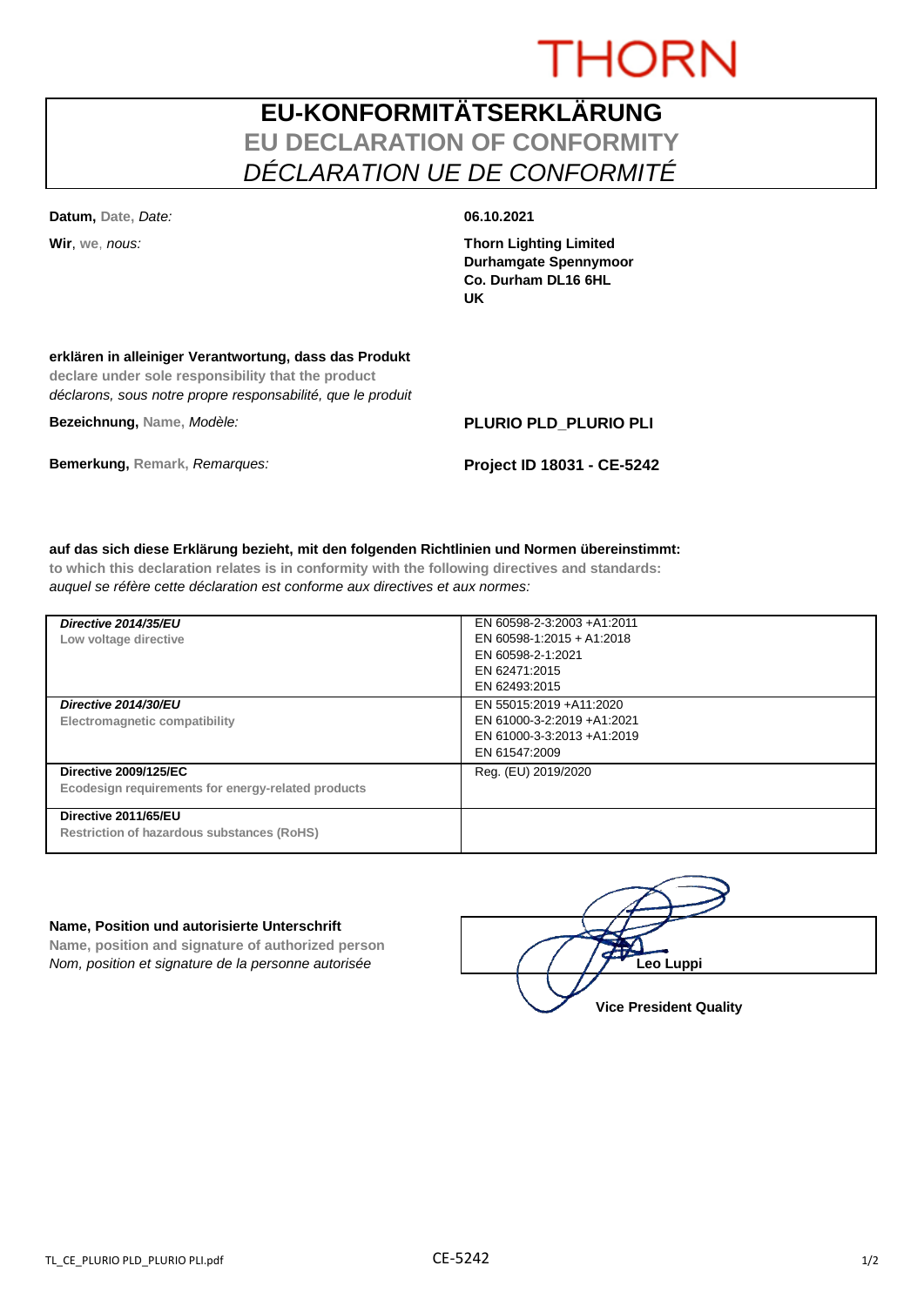THORN

# EU-KONFORMITÄTSERKLÄRUNG

## EU DECLARATION OF CONFORMITY

## *DÉCLARATION UE DE CONFORMITÉ*

**Datum,** Date, *Date:* **06.10.2021**

**Wir**, we, *nous:* **Thorn Lighting Limited**
**Durhamgate Spennymoor**
**Co. Durham DL16 6HL**
**UK**

**erklären in alleiniger Verantwortung, dass das Produkt**
**declare under sole responsibility that the product**
*déclarons, sous notre propre responsabilité, que le produit*

**Bezeichnung,** Name, *Modèle:* **PLURIO PLD_PLURIO PLI**

**Bemerkung,** Remark, *Remarques:* **Project ID 18031 - CE-5242**

**auf das sich diese Erklärung bezieht, mit den folgenden Richtlinien und Normen übereinstimmt:**
**to which this declaration relates is in conformity with the following directives and standards:**
*auquel se réfère cette déclaration est conforme aux directives et aux normes:*

| Directive | Standards |
|---|---|
| ***Directive 2014/35/EU***<br>**Low voltage directive** | EN 60598-2-3:2003 +A1:2011<br>EN 60598-1:2015 + A1:2018<br>EN 60598-2-1:2021<br>EN 62471:2015<br>EN 62493:2015 |
| ***Directive 2014/30/EU***<br>**Electromagnetic compatibility** | EN 55015:2019 +A11:2020<br>EN 61000-3-2:2019 +A1:2021<br>EN 61000-3-3:2013 +A1:2019<br>EN 61547:2009 |
| **Directive 2009/125/EC**<br>**Ecodesign requirements for energy-related products** | Reg. (EU) 2019/2020 |
| **Directive 2011/65/EU**<br>**Restriction of hazardous substances (RoHS)** | |

**Name, Position und autorisierte Unterschrift**
**Name, position and signature of authorized person**
*Nom, position et signature de la personne autorisée*

**Leo Luppi**
**Vice President Quality**

TL_CE_PLURIO PLD_PLURIO PLI.pdf CE-5242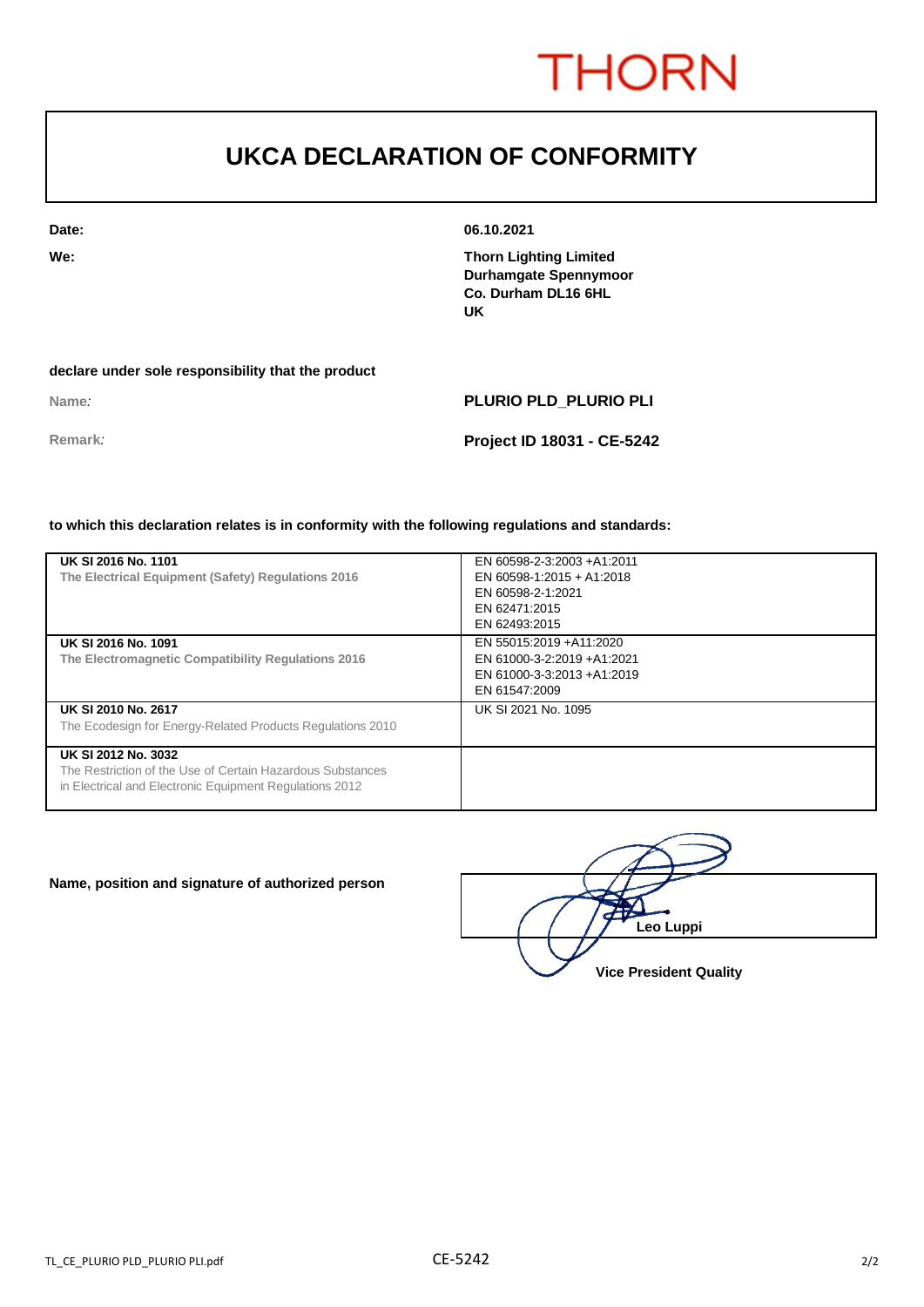THORN

# UKCA DECLARATION OF CONFORMITY

**Date:** **06.10.2021**

**We:** **Thorn Lighting Limited**
**Durhamgate Spennymoor**
**Co. Durham DL16 6HL**
**UK**

**declare under sole responsibility that the product**

Name: **PLURIO PLD_PLURIO PLI**

Remark: **Project ID 18031 - CE-5242**

**to which this declaration relates is in conformity with the following regulations and standards:**

| | |
|---|---|
| **UK SI 2016 No. 1101**<br>**The Electrical Equipment (Safety) Regulations 2016** | EN 60598-2-3:2003 +A1:2011<br>EN 60598-1:2015 + A1:2018<br>EN 60598-2-1:2021<br>EN 62471:2015<br>EN 62493:2015 |
| **UK SI 2016 No. 1091**<br>**The Electromagnetic Compatibility Regulations 2016** | EN 55015:2019 +A11:2020<br>EN 61000-3-2:2019 +A1:2021<br>EN 61000-3-3:2013 +A1:2019<br>EN 61547:2009 |
| **UK SI 2010 No. 2617**<br>The Ecodesign for Energy-Related Products Regulations 2010 | UK SI 2021 No. 1095 |
| **UK SI 2012 No. 3032**<br>The Restriction of the Use of Certain Hazardous Substances in Electrical and Electronic Equipment Regulations 2012 | |

**Name, position and signature of authorized person**

**Leo Luppi**

**Vice President Quality**

TL_CE_PLURIO PLD_PLURIO PLI.pdf CE-5242